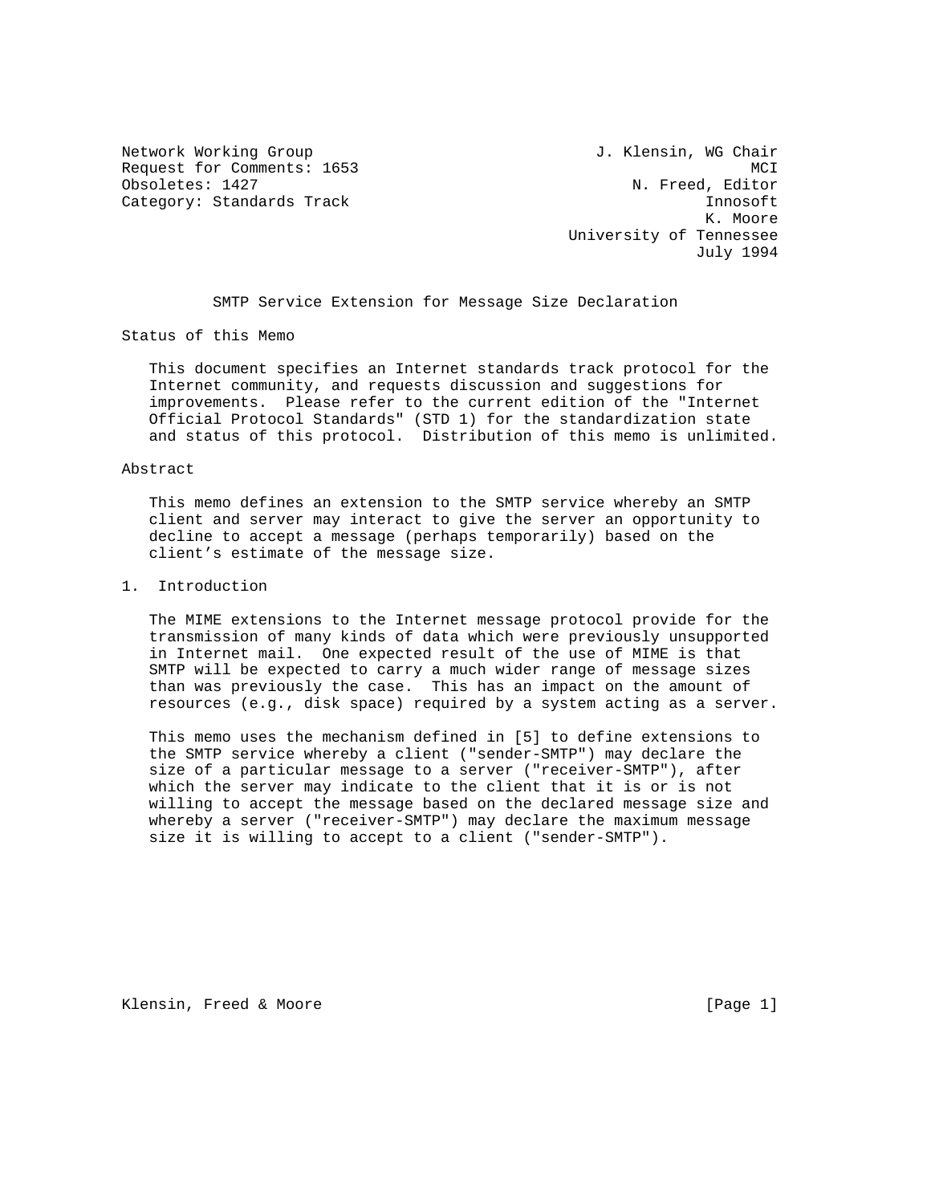Network Working Group                                J. Klensin, WG Chair
Request for Comments: 1653                                            MCI
Obsoletes: 1427                                          N. Freed, Editor
Category: Standards Track                                        Innosoft
                                                                 K. Moore
                                                University of Tennessee
                                                                July 1994

# SMTP Service Extension for Message Size Declaration

## Status of this Memo

This document specifies an Internet standards track protocol for the Internet community, and requests discussion and suggestions for improvements. Please refer to the current edition of the "Internet Official Protocol Standards" (STD 1) for the standardization state and status of this protocol. Distribution of this memo is unlimited.

## Abstract

This memo defines an extension to the SMTP service whereby an SMTP client and server may interact to give the server an opportunity to decline to accept a message (perhaps temporarily) based on the client's estimate of the message size.

## 1. Introduction

The MIME extensions to the Internet message protocol provide for the transmission of many kinds of data which were previously unsupported in Internet mail. One expected result of the use of MIME is that SMTP will be expected to carry a much wider range of message sizes than was previously the case. This has an impact on the amount of resources (e.g., disk space) required by a system acting as a server.

This memo uses the mechanism defined in [5] to define extensions to the SMTP service whereby a client ("sender-SMTP") may declare the size of a particular message to a server ("receiver-SMTP"), after which the server may indicate to the client that it is or is not willing to accept the message based on the declared message size and whereby a server ("receiver-SMTP") may declare the maximum message size it is willing to accept to a client ("sender-SMTP").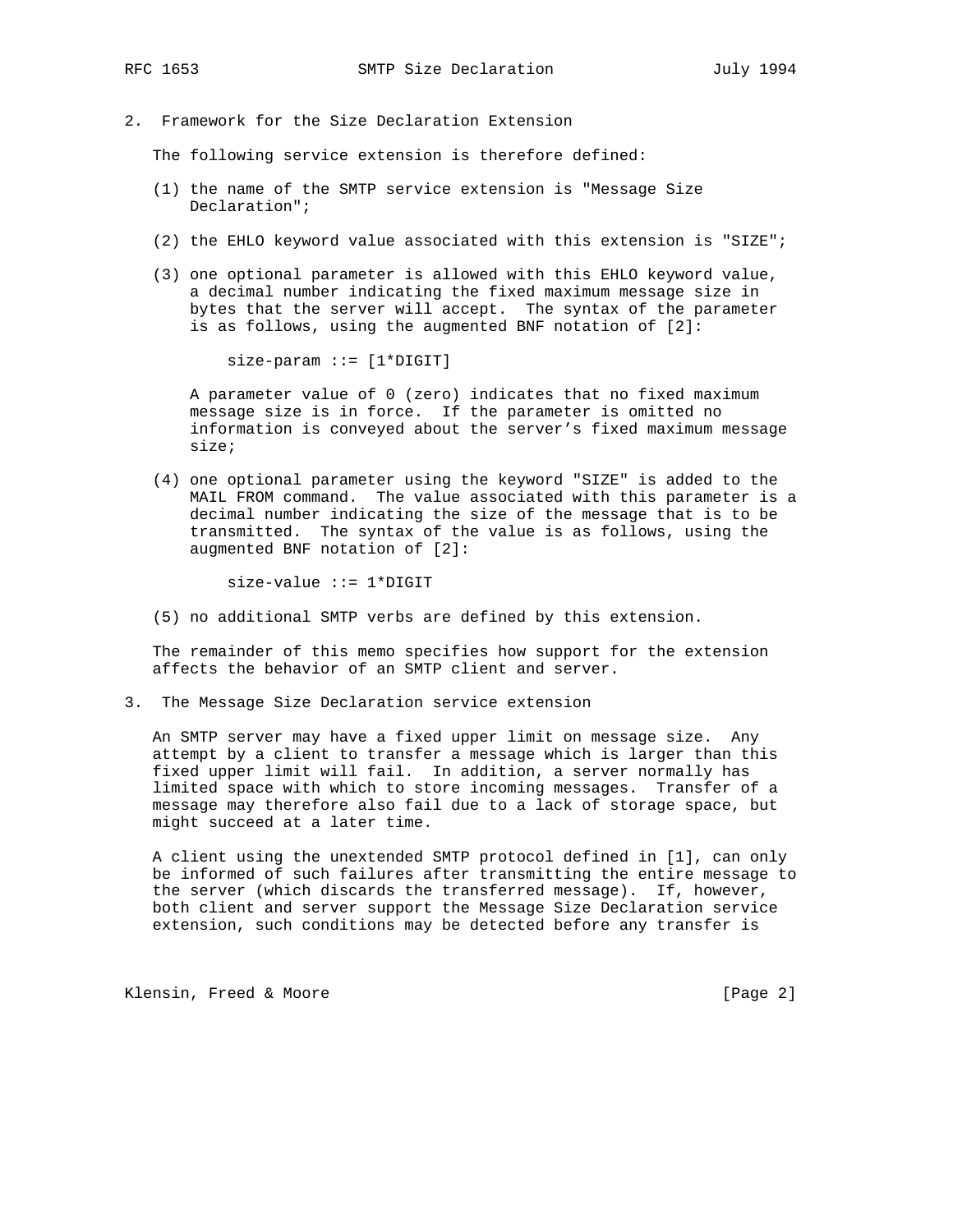## 2. Framework for the Size Declaration Extension

The following service extension is therefore defined:

(1) the name of the SMTP service extension is "Message Size Declaration";

(2) the EHLO keyword value associated with this extension is "SIZE";

(3) one optional parameter is allowed with this EHLO keyword value, a decimal number indicating the fixed maximum message size in bytes that the server will accept. The syntax of the parameter is as follows, using the augmented BNF notation of [2]:

```
size-param ::= [1*DIGIT]
```

A parameter value of 0 (zero) indicates that no fixed maximum message size is in force. If the parameter is omitted no information is conveyed about the server's fixed maximum message size;

(4) one optional parameter using the keyword "SIZE" is added to the MAIL FROM command. The value associated with this parameter is a decimal number indicating the size of the message that is to be transmitted. The syntax of the value is as follows, using the augmented BNF notation of [2]:

```
size-value ::= 1*DIGIT
```

(5) no additional SMTP verbs are defined by this extension.

The remainder of this memo specifies how support for the extension affects the behavior of an SMTP client and server.

## 3. The Message Size Declaration service extension

An SMTP server may have a fixed upper limit on message size. Any attempt by a client to transfer a message which is larger than this fixed upper limit will fail. In addition, a server normally has limited space with which to store incoming messages. Transfer of a message may therefore also fail due to a lack of storage space, but might succeed at a later time.

A client using the unextended SMTP protocol defined in [1], can only be informed of such failures after transmitting the entire message to the server (which discards the transferred message). If, however, both client and server support the Message Size Declaration service extension, such conditions may be detected before any transfer is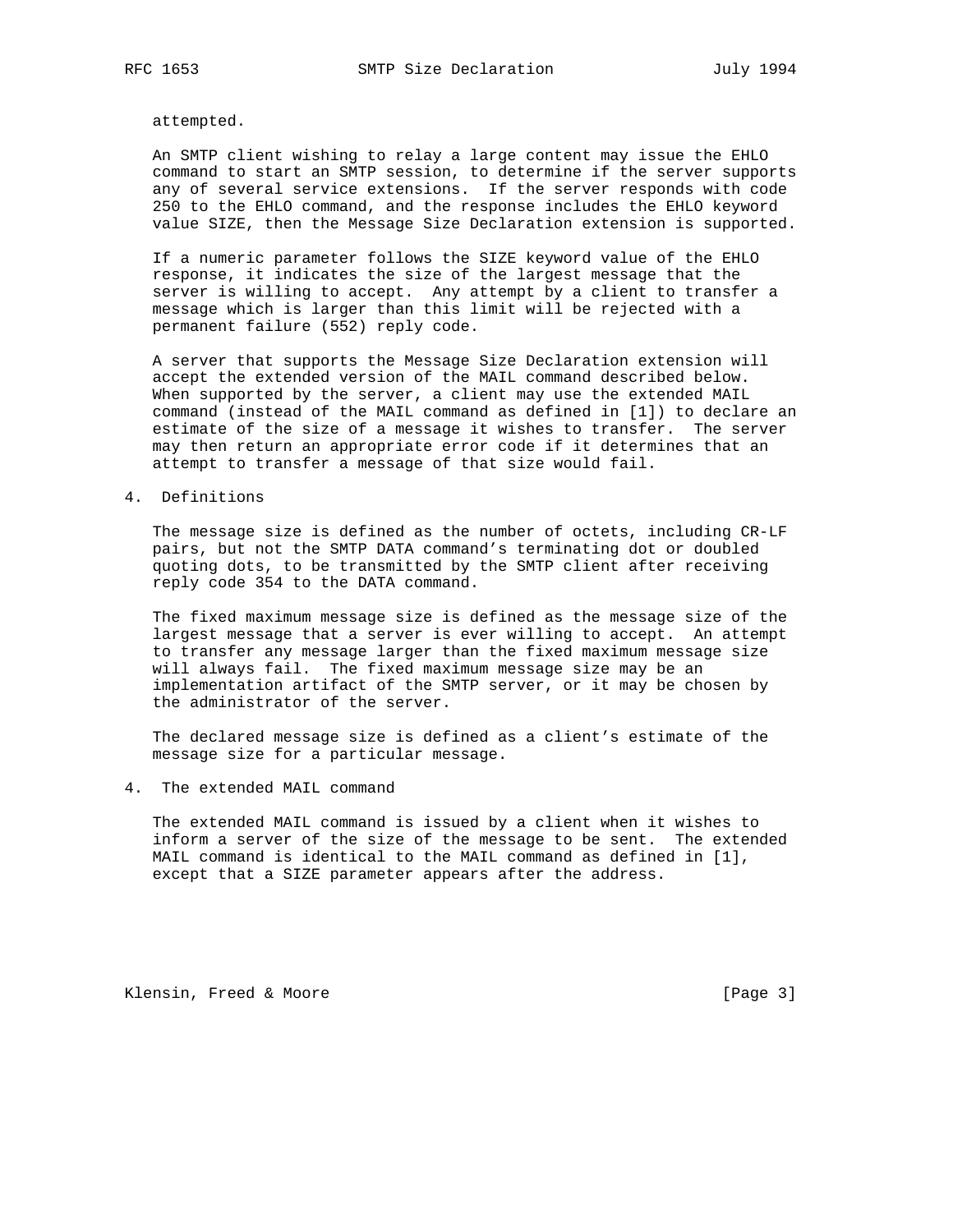attempted.

An SMTP client wishing to relay a large content may issue the EHLO command to start an SMTP session, to determine if the server supports any of several service extensions. If the server responds with code 250 to the EHLO command, and the response includes the EHLO keyword value SIZE, then the Message Size Declaration extension is supported.

If a numeric parameter follows the SIZE keyword value of the EHLO response, it indicates the size of the largest message that the server is willing to accept. Any attempt by a client to transfer a message which is larger than this limit will be rejected with a permanent failure (552) reply code.

A server that supports the Message Size Declaration extension will accept the extended version of the MAIL command described below. When supported by the server, a client may use the extended MAIL command (instead of the MAIL command as defined in [1]) to declare an estimate of the size of a message it wishes to transfer. The server may then return an appropriate error code if it determines that an attempt to transfer a message of that size would fail.

## 4. Definitions

The message size is defined as the number of octets, including CR-LF pairs, but not the SMTP DATA command's terminating dot or doubled quoting dots, to be transmitted by the SMTP client after receiving reply code 354 to the DATA command.

The fixed maximum message size is defined as the message size of the largest message that a server is ever willing to accept. An attempt to transfer any message larger than the fixed maximum message size will always fail. The fixed maximum message size may be an implementation artifact of the SMTP server, or it may be chosen by the administrator of the server.

The declared message size is defined as a client's estimate of the message size for a particular message.

## 4. The extended MAIL command

The extended MAIL command is issued by a client when it wishes to inform a server of the size of the message to be sent. The extended MAIL command is identical to the MAIL command as defined in [1], except that a SIZE parameter appears after the address.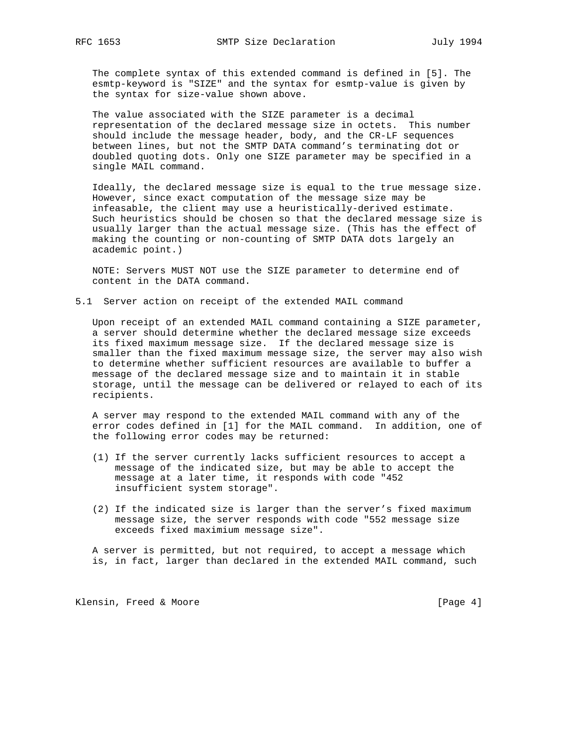The complete syntax of this extended command is defined in [5]. The esmtp-keyword is "SIZE" and the syntax for esmtp-value is given by the syntax for size-value shown above.

The value associated with the SIZE parameter is a decimal representation of the declared message size in octets. This number should include the message header, body, and the CR-LF sequences between lines, but not the SMTP DATA command's terminating dot or doubled quoting dots. Only one SIZE parameter may be specified in a single MAIL command.

Ideally, the declared message size is equal to the true message size. However, since exact computation of the message size may be infeasable, the client may use a heuristically-derived estimate. Such heuristics should be chosen so that the declared message size is usually larger than the actual message size. (This has the effect of making the counting or non-counting of SMTP DATA dots largely an academic point.)

NOTE: Servers MUST NOT use the SIZE parameter to determine end of content in the DATA command.

## 5.1 Server action on receipt of the extended MAIL command

Upon receipt of an extended MAIL command containing a SIZE parameter, a server should determine whether the declared message size exceeds its fixed maximum message size. If the declared message size is smaller than the fixed maximum message size, the server may also wish to determine whether sufficient resources are available to buffer a message of the declared message size and to maintain it in stable storage, until the message can be delivered or relayed to each of its recipients.

A server may respond to the extended MAIL command with any of the error codes defined in [1] for the MAIL command. In addition, one of the following error codes may be returned:

(1) If the server currently lacks sufficient resources to accept a message of the indicated size, but may be able to accept the message at a later time, it responds with code "452 insufficient system storage".

(2) If the indicated size is larger than the server's fixed maximum message size, the server responds with code "552 message size exceeds fixed maximium message size".

A server is permitted, but not required, to accept a message which is, in fact, larger than declared in the extended MAIL command, such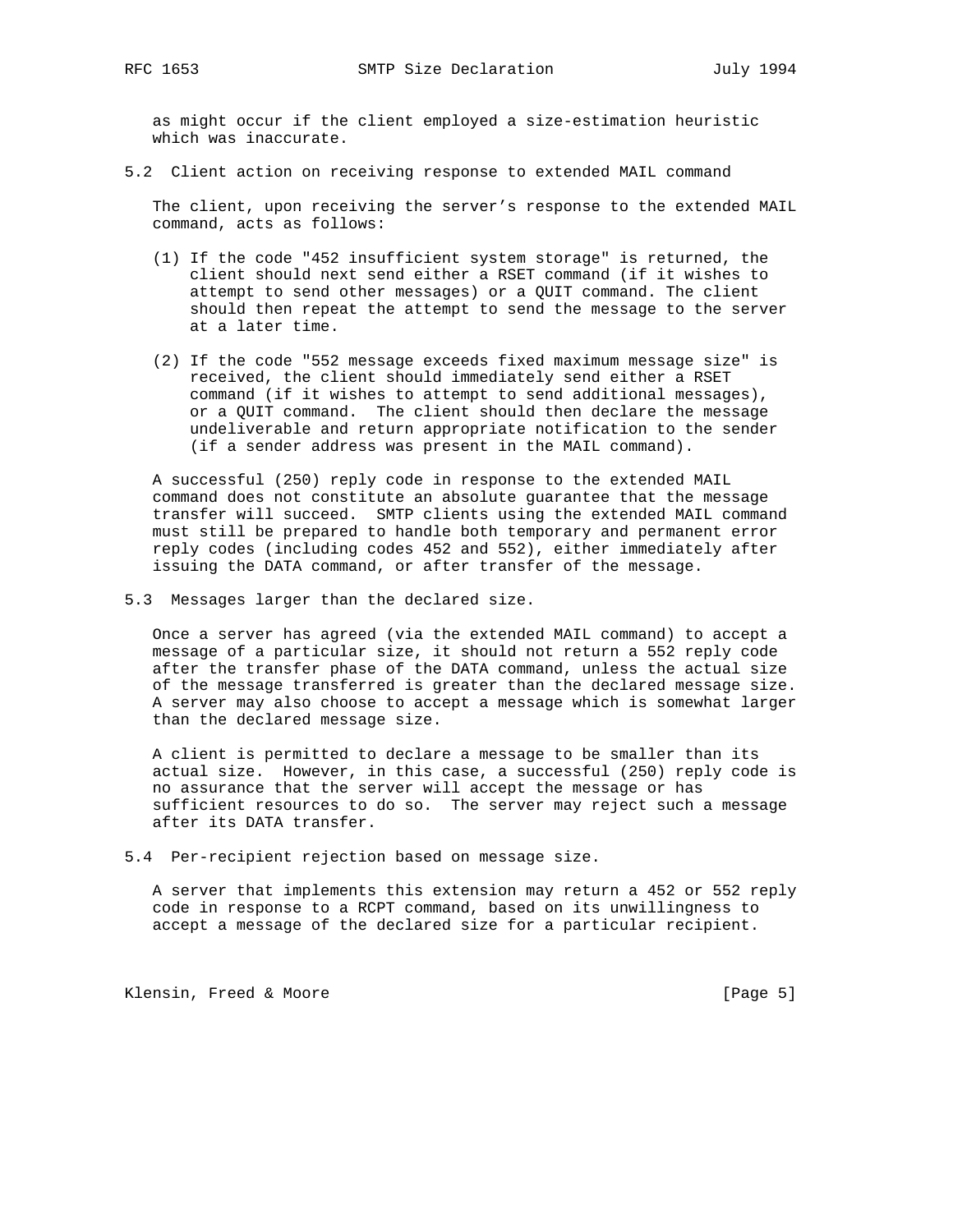as might occur if the client employed a size-estimation heuristic which was inaccurate.

## 5.2 Client action on receiving response to extended MAIL command

The client, upon receiving the server's response to the extended MAIL command, acts as follows:

(1) If the code "452 insufficient system storage" is returned, the client should next send either a RSET command (if it wishes to attempt to send other messages) or a QUIT command. The client should then repeat the attempt to send the message to the server at a later time.

(2) If the code "552 message exceeds fixed maximum message size" is received, the client should immediately send either a RSET command (if it wishes to attempt to send additional messages), or a QUIT command. The client should then declare the message undeliverable and return appropriate notification to the sender (if a sender address was present in the MAIL command).

A successful (250) reply code in response to the extended MAIL command does not constitute an absolute guarantee that the message transfer will succeed. SMTP clients using the extended MAIL command must still be prepared to handle both temporary and permanent error reply codes (including codes 452 and 552), either immediately after issuing the DATA command, or after transfer of the message.

## 5.3 Messages larger than the declared size.

Once a server has agreed (via the extended MAIL command) to accept a message of a particular size, it should not return a 552 reply code after the transfer phase of the DATA command, unless the actual size of the message transferred is greater than the declared message size. A server may also choose to accept a message which is somewhat larger than the declared message size.

A client is permitted to declare a message to be smaller than its actual size. However, in this case, a successful (250) reply code is no assurance that the server will accept the message or has sufficient resources to do so. The server may reject such a message after its DATA transfer.

## 5.4 Per-recipient rejection based on message size.

A server that implements this extension may return a 452 or 552 reply code in response to a RCPT command, based on its unwillingness to accept a message of the declared size for a particular recipient.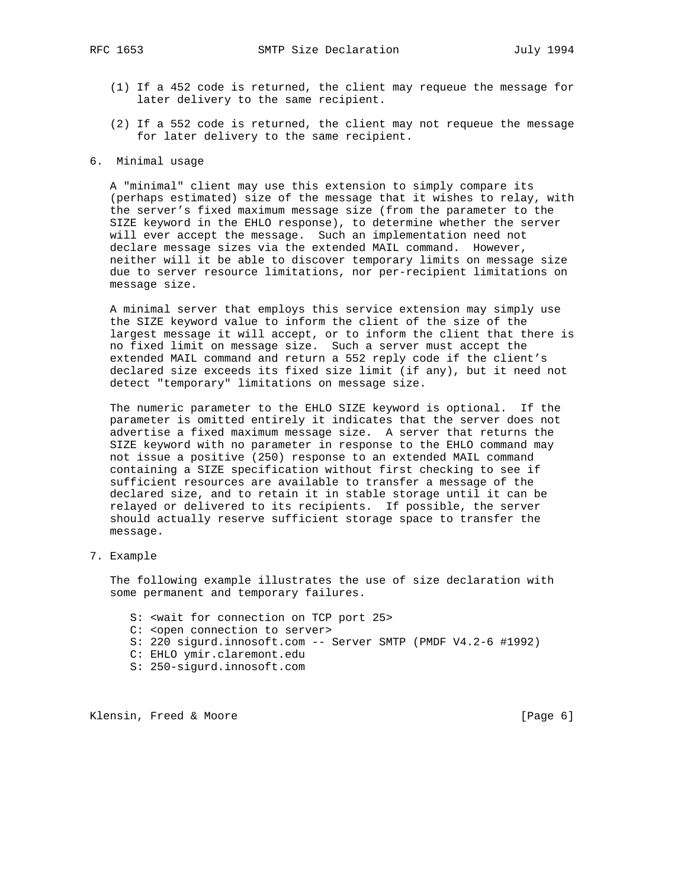(1) If a 452 code is returned, the client may requeue the message for later delivery to the same recipient.

(2) If a 552 code is returned, the client may not requeue the message for later delivery to the same recipient.

## 6. Minimal usage

A "minimal" client may use this extension to simply compare its (perhaps estimated) size of the message that it wishes to relay, with the server's fixed maximum message size (from the parameter to the SIZE keyword in the EHLO response), to determine whether the server will ever accept the message. Such an implementation need not declare message sizes via the extended MAIL command. However, neither will it be able to discover temporary limits on message size due to server resource limitations, nor per-recipient limitations on message size.

A minimal server that employs this service extension may simply use the SIZE keyword value to inform the client of the size of the largest message it will accept, or to inform the client that there is no fixed limit on message size. Such a server must accept the extended MAIL command and return a 552 reply code if the client's declared size exceeds its fixed size limit (if any), but it need not detect "temporary" limitations on message size.

The numeric parameter to the EHLO SIZE keyword is optional. If the parameter is omitted entirely it indicates that the server does not advertise a fixed maximum message size. A server that returns the SIZE keyword with no parameter in response to the EHLO command may not issue a positive (250) response to an extended MAIL command containing a SIZE specification without first checking to see if sufficient resources are available to transfer a message of the declared size, and to retain it in stable storage until it can be relayed or delivered to its recipients. If possible, the server should actually reserve sufficient storage space to transfer the message.

## 7. Example

The following example illustrates the use of size declaration with some permanent and temporary failures.

```
S: <wait for connection on TCP port 25>
C: <open connection to server>
S: 220 sigurd.innosoft.com -- Server SMTP (PMDF V4.2-6 #1992)
C: EHLO ymir.claremont.edu
S: 250-sigurd.innosoft.com
```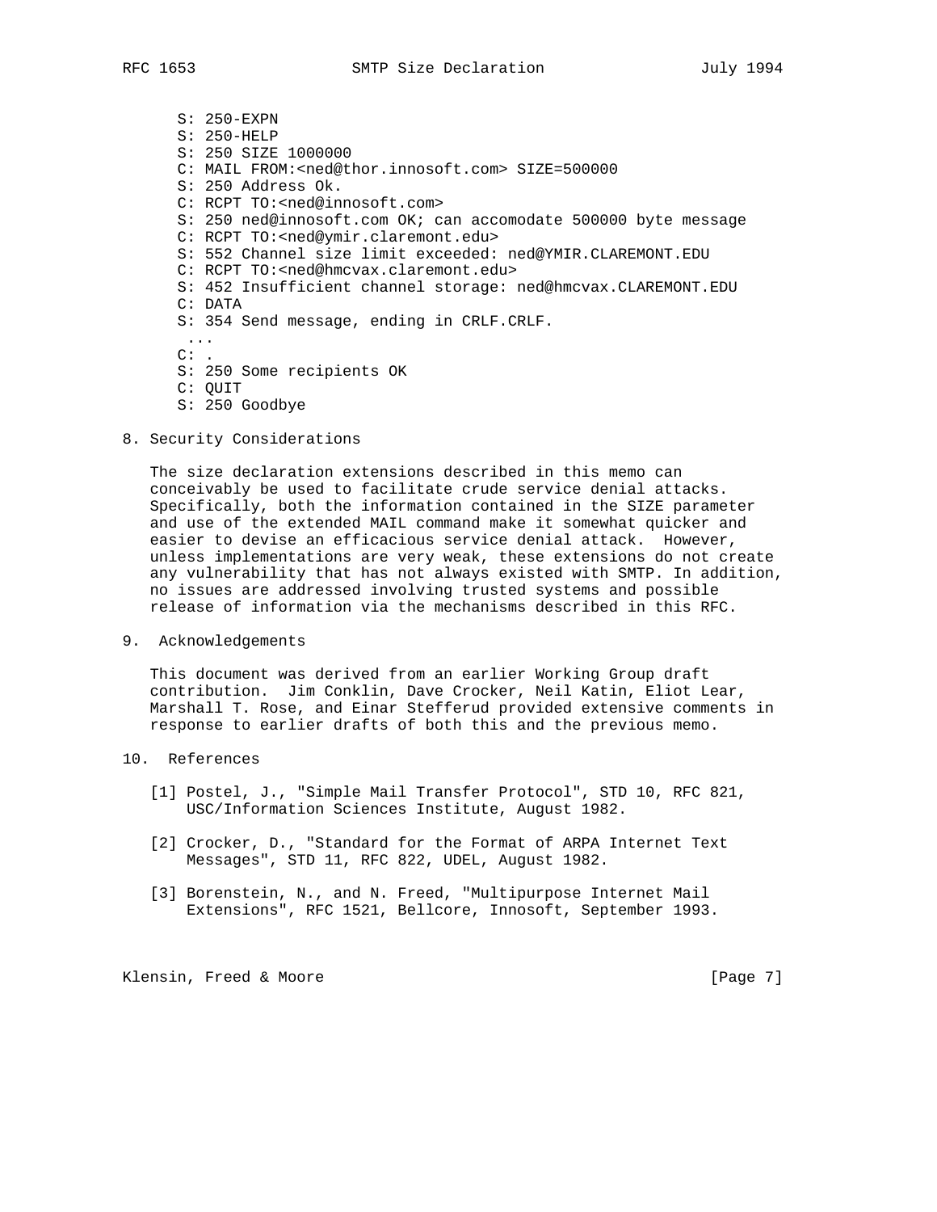```
S: 250-EXPN
S: 250-HELP
S: 250 SIZE 1000000
C: MAIL FROM:<ned@thor.innosoft.com> SIZE=500000
S: 250 Address Ok.
C: RCPT TO:<ned@innosoft.com>
S: 250 ned@innosoft.com OK; can accomodate 500000 byte message
C: RCPT TO:<ned@ymir.claremont.edu>
S: 552 Channel size limit exceeded: ned@YMIR.CLAREMONT.EDU
C: RCPT TO:<ned@hmcvax.claremont.edu>
S: 452 Insufficient channel storage: ned@hmcvax.CLAREMONT.EDU
C: DATA
S: 354 Send message, ending in CRLF.CRLF.
 ...
C: .
S: 250 Some recipients OK
C: QUIT
S: 250 Goodbye
```

## 8. Security Considerations

The size declaration extensions described in this memo can conceivably be used to facilitate crude service denial attacks. Specifically, both the information contained in the SIZE parameter and use of the extended MAIL command make it somewhat quicker and easier to devise an efficacious service denial attack. However, unless implementations are very weak, these extensions do not create any vulnerability that has not always existed with SMTP. In addition, no issues are addressed involving trusted systems and possible release of information via the mechanisms described in this RFC.

## 9. Acknowledgements

This document was derived from an earlier Working Group draft contribution. Jim Conklin, Dave Crocker, Neil Katin, Eliot Lear, Marshall T. Rose, and Einar Stefferud provided extensive comments in response to earlier drafts of both this and the previous memo.

## 10. References

[1] Postel, J., "Simple Mail Transfer Protocol", STD 10, RFC 821, USC/Information Sciences Institute, August 1982.

[2] Crocker, D., "Standard for the Format of ARPA Internet Text Messages", STD 11, RFC 822, UDEL, August 1982.

[3] Borenstein, N., and N. Freed, "Multipurpose Internet Mail Extensions", RFC 1521, Bellcore, Innosoft, September 1993.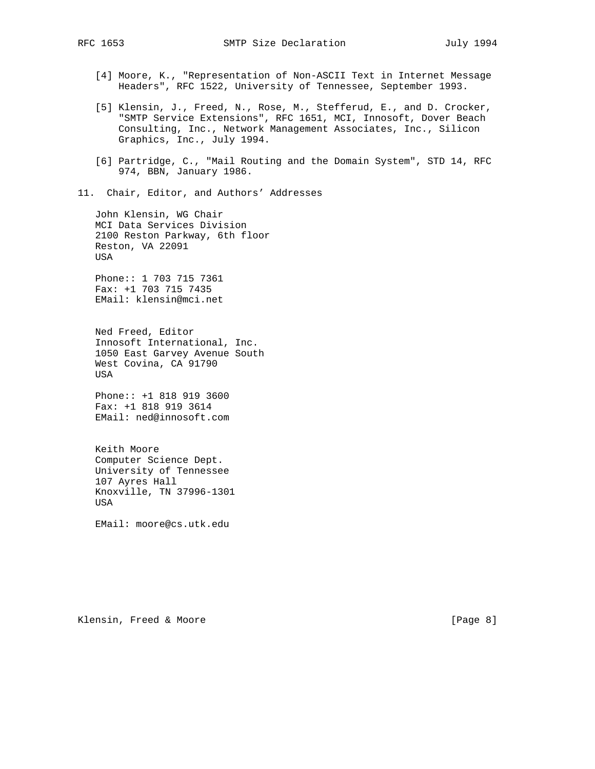[4] Moore, K., "Representation of Non-ASCII Text in Internet Message Headers", RFC 1522, University of Tennessee, September 1993.

[5] Klensin, J., Freed, N., Rose, M., Stefferud, E., and D. Crocker, "SMTP Service Extensions", RFC 1651, MCI, Innosoft, Dover Beach Consulting, Inc., Network Management Associates, Inc., Silicon Graphics, Inc., July 1994.

[6] Partridge, C., "Mail Routing and the Domain System", STD 14, RFC 974, BBN, January 1986.

## 11. Chair, Editor, and Authors' Addresses

John Klensin, WG Chair
MCI Data Services Division
2100 Reston Parkway, 6th floor
Reston, VA 22091
USA

Phone:: 1 703 715 7361
Fax: +1 703 715 7435
EMail: klensin@mci.net

Ned Freed, Editor
Innosoft International, Inc.
1050 East Garvey Avenue South
West Covina, CA 91790
USA

Phone:: +1 818 919 3600
Fax: +1 818 919 3614
EMail: ned@innosoft.com

Keith Moore
Computer Science Dept.
University of Tennessee
107 Ayres Hall
Knoxville, TN 37996-1301
USA

EMail: moore@cs.utk.edu